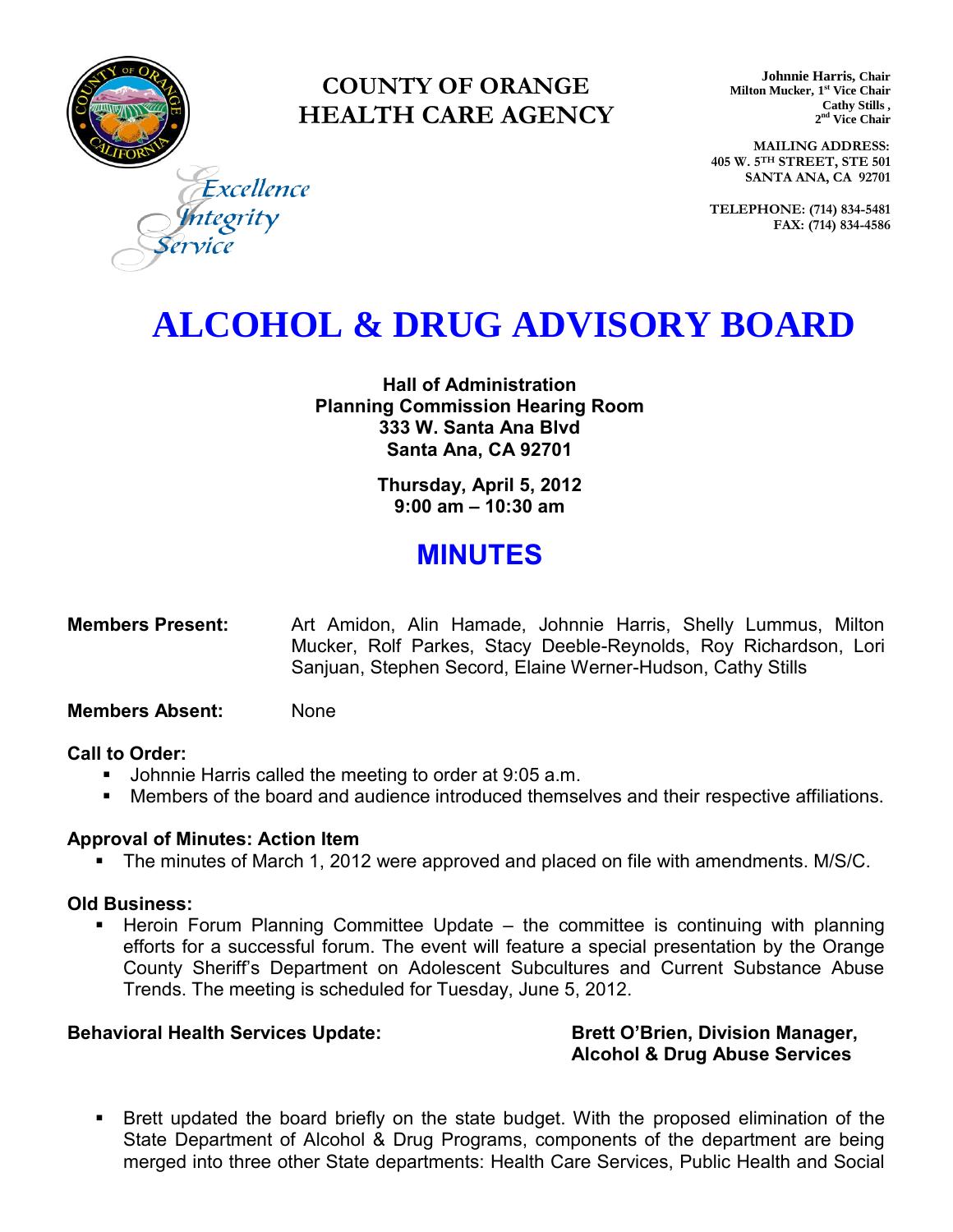# COUNTY OF ORANGE
# HEALTH CARE AGENCY

*Excellence*
*Integrity*
*Service*

**Johnnie Harris, Chair**
**Milton Mucker, 1st Vice Chair**
**Cathy Stills, 2nd Vice Chair**

**MAILING ADDRESS:**
**405 W. 5TH STREET, STE 501**
**SANTA ANA, CA 92701**

**TELEPHONE: (714) 834-5481**
**FAX: (714) 834-4586**

# ALCOHOL & DRUG ADVISORY BOARD

**Hall of Administration**
**Planning Commission Hearing Room**
**333 W. Santa Ana Blvd**
**Santa Ana, CA 92701**

**Thursday, April 5, 2012**
**9:00 am – 10:30 am**

## MINUTES

**Members Present:** Art Amidon, Alin Hamade, Johnnie Harris, Shelly Lummus, Milton Mucker, Rolf Parkes, Stacy Deeble-Reynolds, Roy Richardson, Lori Sanjuan, Stephen Secord, Elaine Werner-Hudson, Cathy Stills

**Members Absent:** None

**Call to Order:**

- Johnnie Harris called the meeting to order at 9:05 a.m.
- Members of the board and audience introduced themselves and their respective affiliations.

**Approval of Minutes: Action Item**

- The minutes of March 1, 2012 were approved and placed on file with amendments. M/S/C.

**Old Business:**

- Heroin Forum Planning Committee Update – the committee is continuing with planning efforts for a successful forum. The event will feature a special presentation by the Orange County Sheriff's Department on Adolescent Subcultures and Current Substance Abuse Trends. The meeting is scheduled for Tuesday, June 5, 2012.

**Behavioral Health Services Update:** **Brett O'Brien, Division Manager, Alcohol & Drug Abuse Services**

- Brett updated the board briefly on the state budget. With the proposed elimination of the State Department of Alcohol & Drug Programs, components of the department are being merged into three other State departments: Health Care Services, Public Health and Social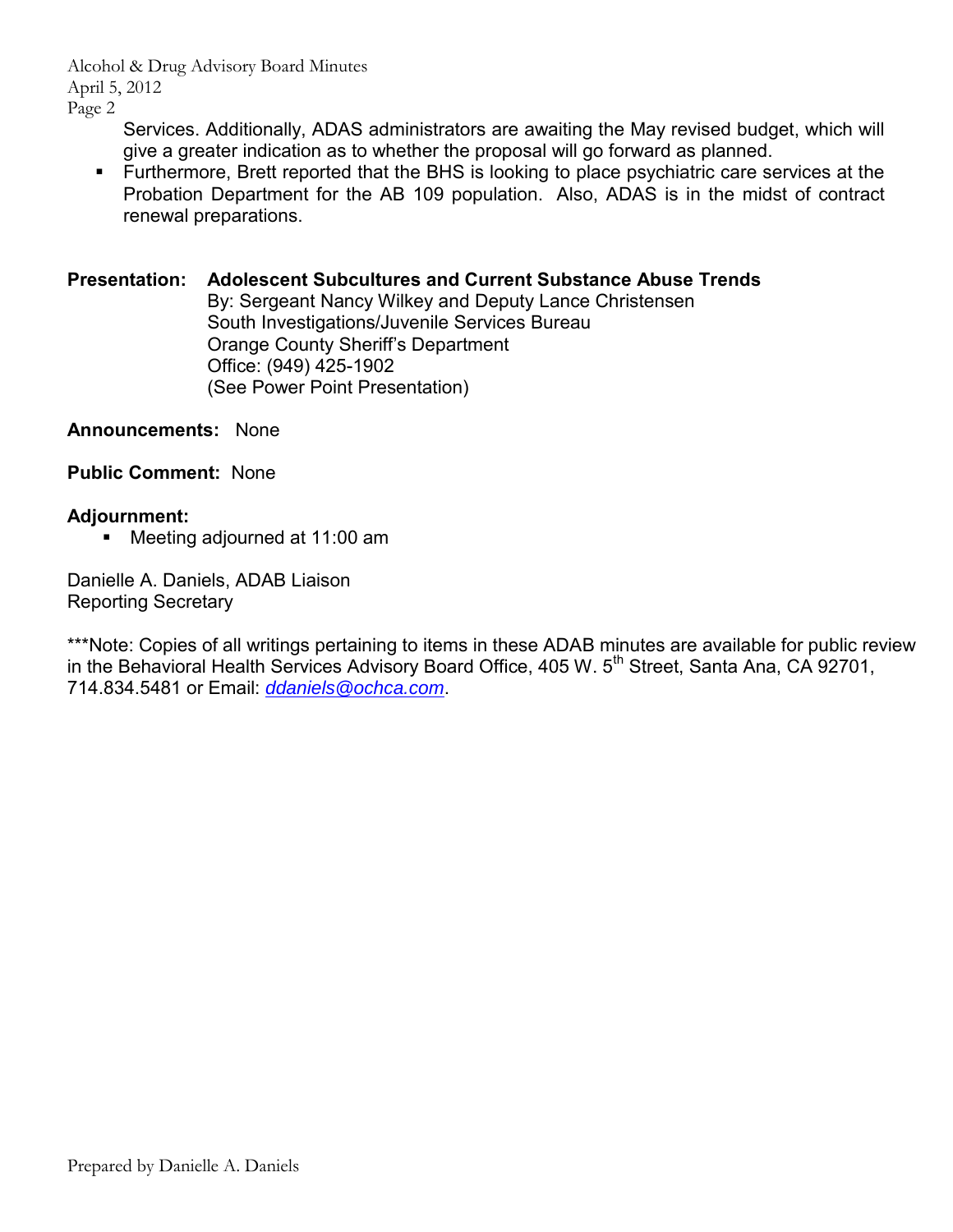Services. Additionally, ADAS administrators are awaiting the May revised budget, which will give a greater indication as to whether the proposal will go forward as planned.

- Furthermore, Brett reported that the BHS is looking to place psychiatric care services at the Probation Department for the AB 109 population. Also, ADAS is in the midst of contract renewal preparations.

**Presentation:** **Adolescent Subcultures and Current Substance Abuse Trends**
By: Sergeant Nancy Wilkey and Deputy Lance Christensen
South Investigations/Juvenile Services Bureau
Orange County Sheriff's Department
Office: (949) 425-1902
(See Power Point Presentation)

**Announcements:** None

**Public Comment:** None

**Adjournment:**

- Meeting adjourned at 11:00 am

Danielle A. Daniels, ADAB Liaison
Reporting Secretary

***Note: Copies of all writings pertaining to items in these ADAB minutes are available for public review in the Behavioral Health Services Advisory Board Office, 405 W. 5th Street, Santa Ana, CA 92701, 714.834.5481 or Email: *ddaniels@ochca.com*.